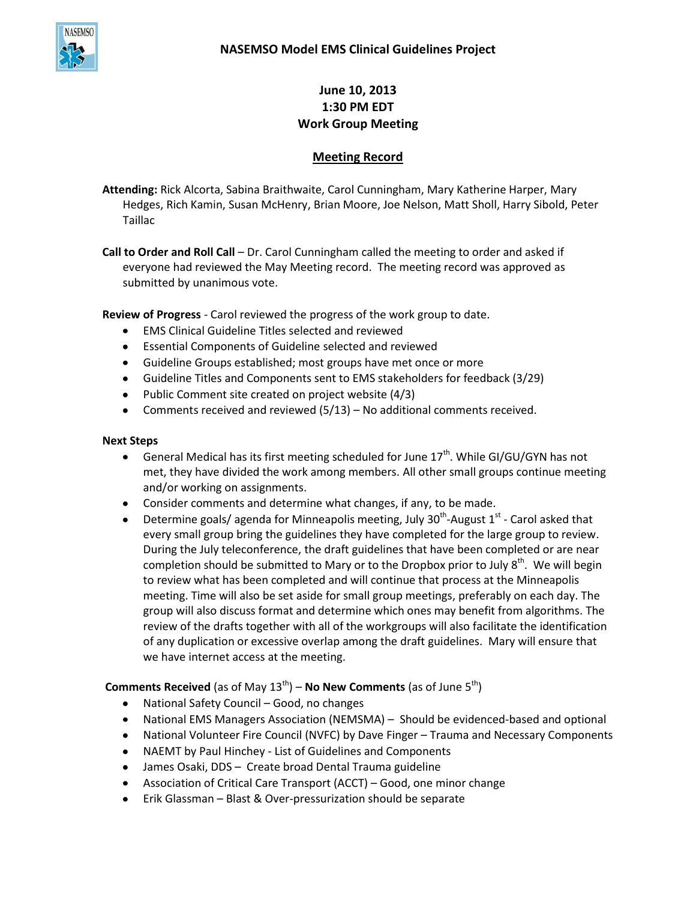# NASEMSO Model EMS Clinical Guidelines Project

**June 10, 2013**
**1:30 PM EDT**
**Work Group Meeting**

## Meeting Record

**Attending:** Rick Alcorta, Sabina Braithwaite, Carol Cunningham, Mary Katherine Harper, Mary Hedges, Rich Kamin, Susan McHenry, Brian Moore, Joe Nelson, Matt Sholl, Harry Sibold, Peter Taillac

**Call to Order and Roll Call** – Dr. Carol Cunningham called the meeting to order and asked if everyone had reviewed the May Meeting record. The meeting record was approved as submitted by unanimous vote.

**Review of Progress** - Carol reviewed the progress of the work group to date.

- EMS Clinical Guideline Titles selected and reviewed
- Essential Components of Guideline selected and reviewed
- Guideline Groups established; most groups have met once or more
- Guideline Titles and Components sent to EMS stakeholders for feedback (3/29)
- Public Comment site created on project website (4/3)
- Comments received and reviewed (5/13) – No additional comments received.

**Next Steps**

- General Medical has its first meeting scheduled for June 17th. While GI/GU/GYN has not met, they have divided the work among members. All other small groups continue meeting and/or working on assignments.
- Consider comments and determine what changes, if any, to be made.
- Determine goals/ agenda for Minneapolis meeting, July 30th-August 1st - Carol asked that every small group bring the guidelines they have completed for the large group to review. During the July teleconference, the draft guidelines that have been completed or are near completion should be submitted to Mary or to the Dropbox prior to July 8th. We will begin to review what has been completed and will continue that process at the Minneapolis meeting. Time will also be set aside for small group meetings, preferably on each day. The group will also discuss format and determine which ones may benefit from algorithms. The review of the drafts together with all of the workgroups will also facilitate the identification of any duplication or excessive overlap among the draft guidelines. Mary will ensure that we have internet access at the meeting.

**Comments Received** (as of May 13th) – **No New Comments** (as of June 5th)

- National Safety Council – Good, no changes
- National EMS Managers Association (NEMSMA) – Should be evidenced-based and optional
- National Volunteer Fire Council (NVFC) by Dave Finger – Trauma and Necessary Components
- NAEMT by Paul Hinchey - List of Guidelines and Components
- James Osaki, DDS – Create broad Dental Trauma guideline
- Association of Critical Care Transport (ACCT) – Good, one minor change
- Erik Glassman – Blast & Over-pressurization should be separate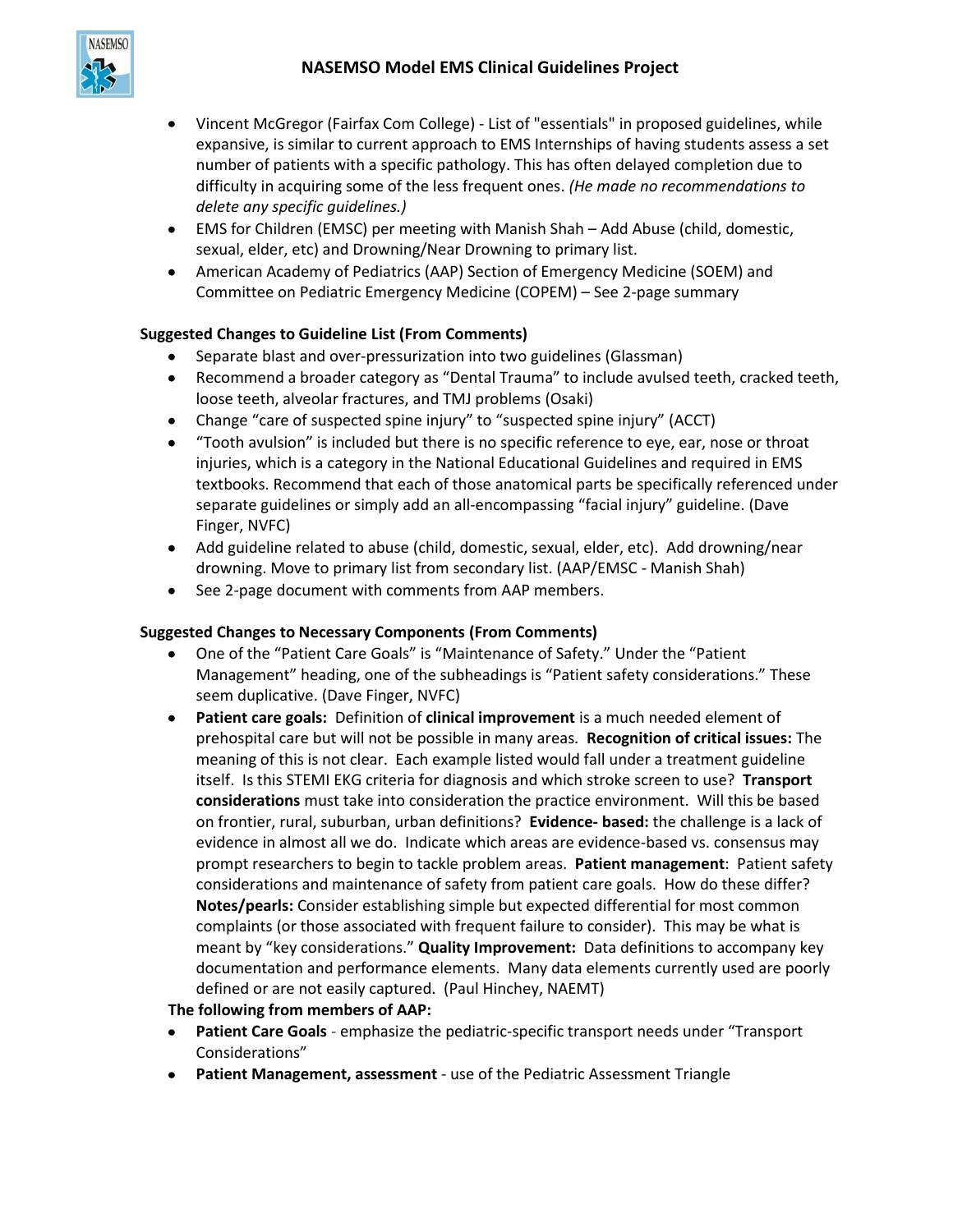- Vincent McGregor (Fairfax Com College) - List of "essentials" in proposed guidelines, while expansive, is similar to current approach to EMS Internships of having students assess a set number of patients with a specific pathology. This has often delayed completion due to difficulty in acquiring some of the less frequent ones. *(He made no recommendations to delete any specific guidelines.)*
- EMS for Children (EMSC) per meeting with Manish Shah – Add Abuse (child, domestic, sexual, elder, etc) and Drowning/Near Drowning to primary list.
- American Academy of Pediatrics (AAP) Section of Emergency Medicine (SOEM) and Committee on Pediatric Emergency Medicine (COPEM) – See 2-page summary

**Suggested Changes to Guideline List (From Comments)**

- Separate blast and over-pressurization into two guidelines (Glassman)
- Recommend a broader category as "Dental Trauma" to include avulsed teeth, cracked teeth, loose teeth, alveolar fractures, and TMJ problems (Osaki)
- Change "care of suspected spine injury" to "suspected spine injury" (ACCT)
- "Tooth avulsion" is included but there is no specific reference to eye, ear, nose or throat injuries, which is a category in the National Educational Guidelines and required in EMS textbooks. Recommend that each of those anatomical parts be specifically referenced under separate guidelines or simply add an all-encompassing "facial injury" guideline. (Dave Finger, NVFC)
- Add guideline related to abuse (child, domestic, sexual, elder, etc). Add drowning/near drowning. Move to primary list from secondary list. (AAP/EMSC - Manish Shah)
- See 2-page document with comments from AAP members.

**Suggested Changes to Necessary Components (From Comments)**

- One of the "Patient Care Goals" is "Maintenance of Safety." Under the "Patient Management" heading, one of the subheadings is "Patient safety considerations." These seem duplicative. (Dave Finger, NVFC)
- **Patient care goals:** Definition of **clinical improvement** is a much needed element of prehospital care but will not be possible in many areas. **Recognition of critical issues:** The meaning of this is not clear. Each example listed would fall under a treatment guideline itself. Is this STEMI EKG criteria for diagnosis and which stroke screen to use? **Transport considerations** must take into consideration the practice environment. Will this be based on frontier, rural, suburban, urban definitions? **Evidence- based:** the challenge is a lack of evidence in almost all we do. Indicate which areas are evidence-based vs. consensus may prompt researchers to begin to tackle problem areas. **Patient management**: Patient safety considerations and maintenance of safety from patient care goals. How do these differ? **Notes/pearls:** Consider establishing simple but expected differential for most common complaints (or those associated with frequent failure to consider). This may be what is meant by "key considerations." **Quality Improvement:** Data definitions to accompany key documentation and performance elements. Many data elements currently used are poorly defined or are not easily captured. (Paul Hinchey, NAEMT)

**The following from members of AAP:**

- **Patient Care Goals** - emphasize the pediatric-specific transport needs under "Transport Considerations"
- **Patient Management, assessment** - use of the Pediatric Assessment Triangle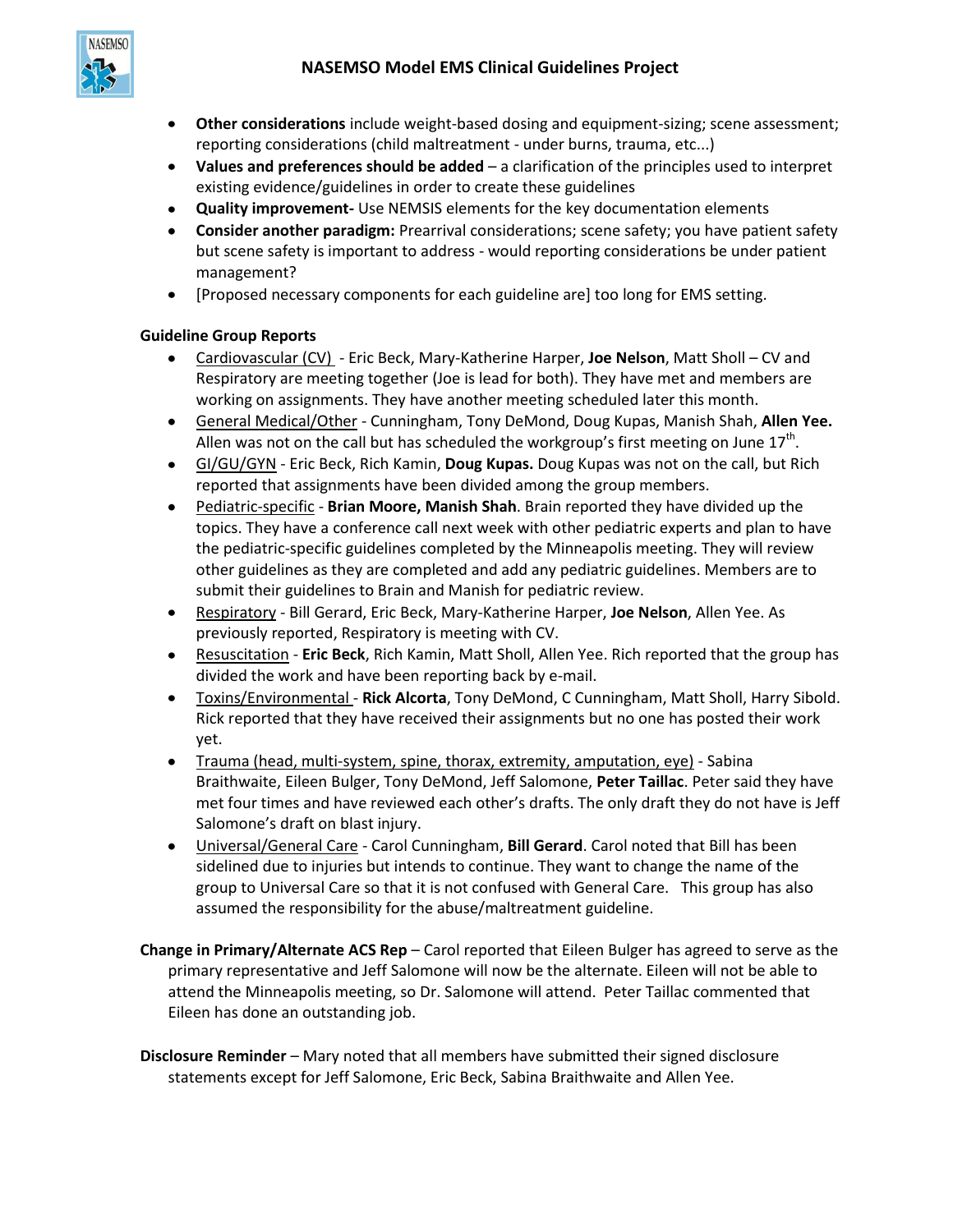- **Other considerations** include weight-based dosing and equipment-sizing; scene assessment; reporting considerations (child maltreatment - under burns, trauma, etc...)
- **Values and preferences should be added** – a clarification of the principles used to interpret existing evidence/guidelines in order to create these guidelines
- **Quality improvement-** Use NEMSIS elements for the key documentation elements
- **Consider another paradigm:** Prearrival considerations; scene safety; you have patient safety but scene safety is important to address - would reporting considerations be under patient management?
- [Proposed necessary components for each guideline are] too long for EMS setting.

**Guideline Group Reports**

- Cardiovascular (CV) - Eric Beck, Mary-Katherine Harper, **Joe Nelson**, Matt Sholl – CV and Respiratory are meeting together (Joe is lead for both). They have met and members are working on assignments. They have another meeting scheduled later this month.
- General Medical/Other - Cunningham, Tony DeMond, Doug Kupas, Manish Shah, **Allen Yee.** Allen was not on the call but has scheduled the workgroup's first meeting on June 17th.
- GI/GU/GYN - Eric Beck, Rich Kamin, **Doug Kupas.** Doug Kupas was not on the call, but Rich reported that assignments have been divided among the group members.
- Pediatric-specific - **Brian Moore, Manish Shah**. Brain reported they have divided up the topics. They have a conference call next week with other pediatric experts and plan to have the pediatric-specific guidelines completed by the Minneapolis meeting. They will review other guidelines as they are completed and add any pediatric guidelines. Members are to submit their guidelines to Brain and Manish for pediatric review.
- Respiratory - Bill Gerard, Eric Beck, Mary-Katherine Harper, **Joe Nelson**, Allen Yee. As previously reported, Respiratory is meeting with CV.
- Resuscitation - **Eric Beck**, Rich Kamin, Matt Sholl, Allen Yee. Rich reported that the group has divided the work and have been reporting back by e-mail.
- Toxins/Environmental - **Rick Alcorta**, Tony DeMond, C Cunningham, Matt Sholl, Harry Sibold. Rick reported that they have received their assignments but no one has posted their work yet.
- Trauma (head, multi-system, spine, thorax, extremity, amputation, eye) - Sabina Braithwaite, Eileen Bulger, Tony DeMond, Jeff Salomone, **Peter Taillac**. Peter said they have met four times and have reviewed each other's drafts. The only draft they do not have is Jeff Salomone's draft on blast injury.
- Universal/General Care - Carol Cunningham, **Bill Gerard**. Carol noted that Bill has been sidelined due to injuries but intends to continue. They want to change the name of the group to Universal Care so that it is not confused with General Care. This group has also assumed the responsibility for the abuse/maltreatment guideline.

**Change in Primary/Alternate ACS Rep** – Carol reported that Eileen Bulger has agreed to serve as the primary representative and Jeff Salomone will now be the alternate. Eileen will not be able to attend the Minneapolis meeting, so Dr. Salomone will attend. Peter Taillac commented that Eileen has done an outstanding job.

**Disclosure Reminder** – Mary noted that all members have submitted their signed disclosure statements except for Jeff Salomone, Eric Beck, Sabina Braithwaite and Allen Yee.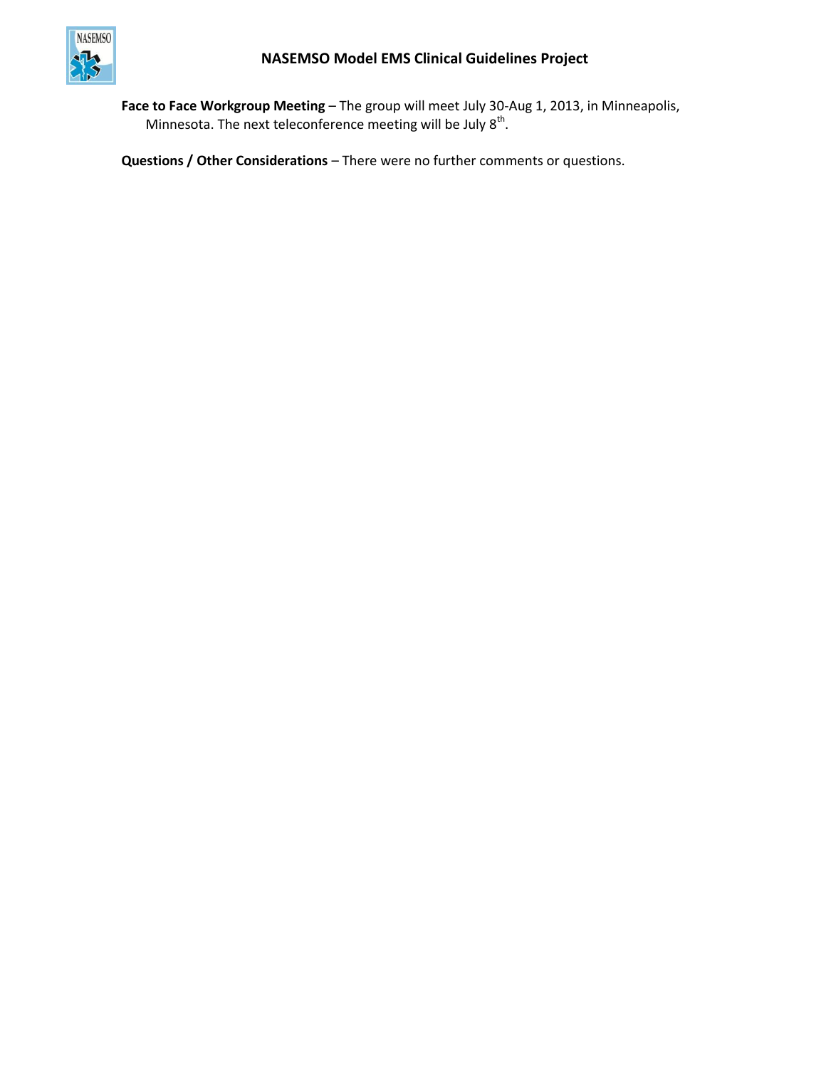**Face to Face Workgroup Meeting** – The group will meet July 30-Aug 1, 2013, in Minneapolis, Minnesota. The next teleconference meeting will be July 8th.

**Questions / Other Considerations** – There were no further comments or questions.